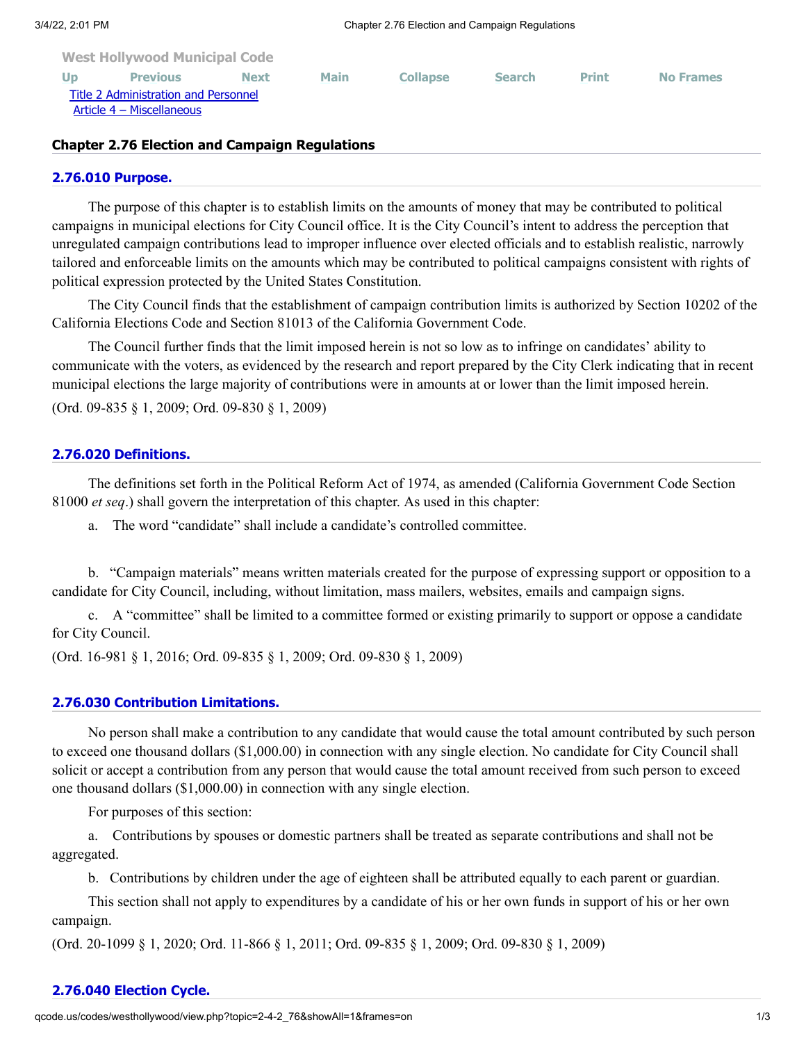West Hollywood Municipal Code

Up Previous Next Main Collapse Search Print No Frames

Title 2 Administration and Personnel

Article 4 – Miscellaneous

## Chapter 2.76 Election and Campaign Regulations

### 2.76.010 Purpose.

The purpose of this chapter is to establish limits on the amounts of money that may be contributed to political campaigns in municipal elections for City Council office. It is the City Council's intent to address the perception that unregulated campaign contributions lead to improper influence over elected officials and to establish realistic, narrowly tailored and enforceable limits on the amounts which may be contributed to political campaigns consistent with rights of political expression protected by the United States Constitution.

The City Council finds that the establishment of campaign contribution limits is authorized by Section 10202 of the California Elections Code and Section 81013 of the California Government Code.

The Council further finds that the limit imposed herein is not so low as to infringe on candidates' ability to communicate with the voters, as evidenced by the research and report prepared by the City Clerk indicating that in recent municipal elections the large majority of contributions were in amounts at or lower than the limit imposed herein.

(Ord. 09-835 § 1, 2009; Ord. 09-830 § 1, 2009)

### 2.76.020 Definitions.

The definitions set forth in the Political Reform Act of 1974, as amended (California Government Code Section 81000 *et seq*.) shall govern the interpretation of this chapter. As used in this chapter:

a. The word "candidate" shall include a candidate's controlled committee.

b. "Campaign materials" means written materials created for the purpose of expressing support or opposition to a candidate for City Council, including, without limitation, mass mailers, websites, emails and campaign signs.

c. A "committee" shall be limited to a committee formed or existing primarily to support or oppose a candidate for City Council.

(Ord. 16-981 § 1, 2016; Ord. 09-835 § 1, 2009; Ord. 09-830 § 1, 2009)

### 2.76.030 Contribution Limitations.

No person shall make a contribution to any candidate that would cause the total amount contributed by such person to exceed one thousand dollars ($1,000.00) in connection with any single election. No candidate for City Council shall solicit or accept a contribution from any person that would cause the total amount received from such person to exceed one thousand dollars ($1,000.00) in connection with any single election.

For purposes of this section:

a. Contributions by spouses or domestic partners shall be treated as separate contributions and shall not be aggregated.

b. Contributions by children under the age of eighteen shall be attributed equally to each parent or guardian.

This section shall not apply to expenditures by a candidate of his or her own funds in support of his or her own campaign.

(Ord. 20-1099 § 1, 2020; Ord. 11-866 § 1, 2011; Ord. 09-835 § 1, 2009; Ord. 09-830 § 1, 2009)

### 2.76.040 Election Cycle.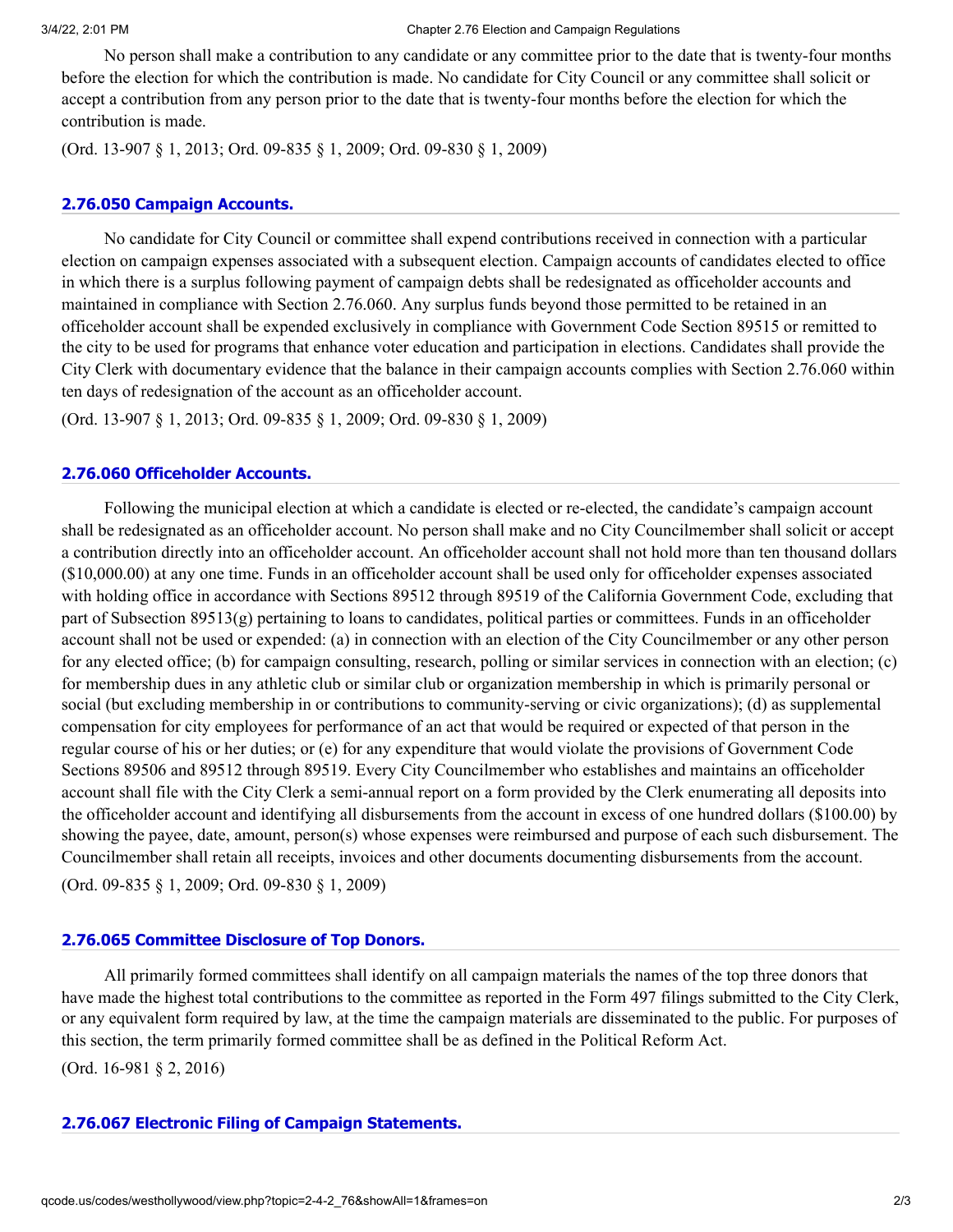No person shall make a contribution to any candidate or any committee prior to the date that is twenty-four months before the election for which the contribution is made. No candidate for City Council or any committee shall solicit or accept a contribution from any person prior to the date that is twenty-four months before the election for which the contribution is made.

(Ord. 13-907 § 1, 2013; Ord. 09-835 § 1, 2009; Ord. 09-830 § 1, 2009)

### 2.76.050 Campaign Accounts.

No candidate for City Council or committee shall expend contributions received in connection with a particular election on campaign expenses associated with a subsequent election. Campaign accounts of candidates elected to office in which there is a surplus following payment of campaign debts shall be redesignated as officeholder accounts and maintained in compliance with Section 2.76.060. Any surplus funds beyond those permitted to be retained in an officeholder account shall be expended exclusively in compliance with Government Code Section 89515 or remitted to the city to be used for programs that enhance voter education and participation in elections. Candidates shall provide the City Clerk with documentary evidence that the balance in their campaign accounts complies with Section 2.76.060 within ten days of redesignation of the account as an officeholder account.

(Ord. 13-907 § 1, 2013; Ord. 09-835 § 1, 2009; Ord. 09-830 § 1, 2009)

### 2.76.060 Officeholder Accounts.

Following the municipal election at which a candidate is elected or re-elected, the candidate's campaign account shall be redesignated as an officeholder account. No person shall make and no City Councilmember shall solicit or accept a contribution directly into an officeholder account. An officeholder account shall not hold more than ten thousand dollars ($10,000.00) at any one time. Funds in an officeholder account shall be used only for officeholder expenses associated with holding office in accordance with Sections 89512 through 89519 of the California Government Code, excluding that part of Subsection 89513(g) pertaining to loans to candidates, political parties or committees. Funds in an officeholder account shall not be used or expended: (a) in connection with an election of the City Councilmember or any other person for any elected office; (b) for campaign consulting, research, polling or similar services in connection with an election; (c) for membership dues in any athletic club or similar club or organization membership in which is primarily personal or social (but excluding membership in or contributions to community-serving or civic organizations); (d) as supplemental compensation for city employees for performance of an act that would be required or expected of that person in the regular course of his or her duties; or (e) for any expenditure that would violate the provisions of Government Code Sections 89506 and 89512 through 89519. Every City Councilmember who establishes and maintains an officeholder account shall file with the City Clerk a semi-annual report on a form provided by the Clerk enumerating all deposits into the officeholder account and identifying all disbursements from the account in excess of one hundred dollars ($100.00) by showing the payee, date, amount, person(s) whose expenses were reimbursed and purpose of each such disbursement. The Councilmember shall retain all receipts, invoices and other documents documenting disbursements from the account.

(Ord. 09-835 § 1, 2009; Ord. 09-830 § 1, 2009)

### 2.76.065 Committee Disclosure of Top Donors.

All primarily formed committees shall identify on all campaign materials the names of the top three donors that have made the highest total contributions to the committee as reported in the Form 497 filings submitted to the City Clerk, or any equivalent form required by law, at the time the campaign materials are disseminated to the public. For purposes of this section, the term primarily formed committee shall be as defined in the Political Reform Act.

(Ord. 16-981 § 2, 2016)

### 2.76.067 Electronic Filing of Campaign Statements.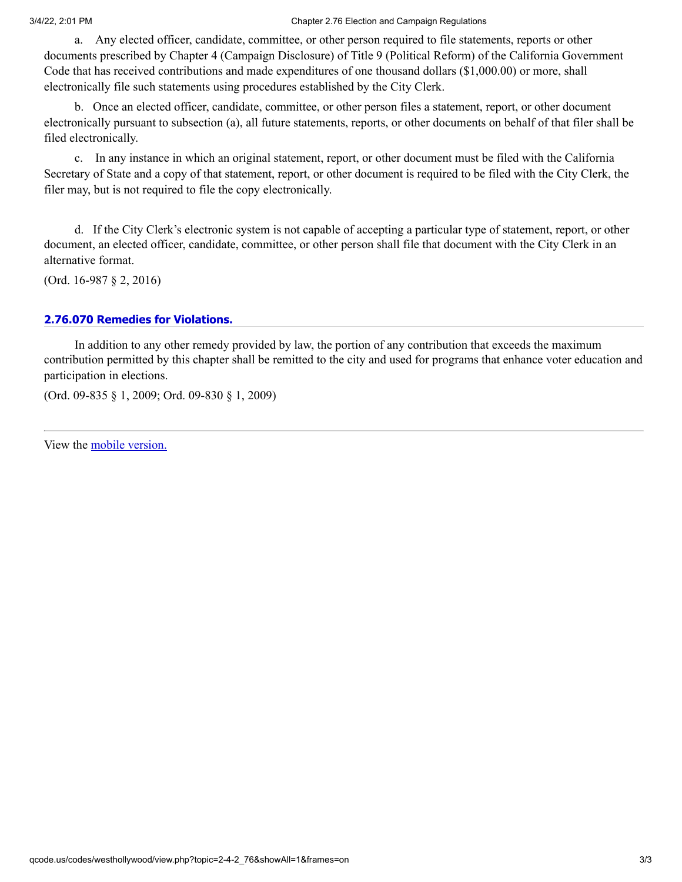a. Any elected officer, candidate, committee, or other person required to file statements, reports or other documents prescribed by Chapter 4 (Campaign Disclosure) of Title 9 (Political Reform) of the California Government Code that has received contributions and made expenditures of one thousand dollars ($1,000.00) or more, shall electronically file such statements using procedures established by the City Clerk.

b. Once an elected officer, candidate, committee, or other person files a statement, report, or other document electronically pursuant to subsection (a), all future statements, reports, or other documents on behalf of that filer shall be filed electronically.

c. In any instance in which an original statement, report, or other document must be filed with the California Secretary of State and a copy of that statement, report, or other document is required to be filed with the City Clerk, the filer may, but is not required to file the copy electronically.

d. If the City Clerk's electronic system is not capable of accepting a particular type of statement, report, or other document, an elected officer, candidate, committee, or other person shall file that document with the City Clerk in an alternative format.

(Ord. 16-987 § 2, 2016)

### 2.76.070 Remedies for Violations.

In addition to any other remedy provided by law, the portion of any contribution that exceeds the maximum contribution permitted by this chapter shall be remitted to the city and used for programs that enhance voter education and participation in elections.

(Ord. 09-835 § 1, 2009; Ord. 09-830 § 1, 2009)

---

View the mobile version.